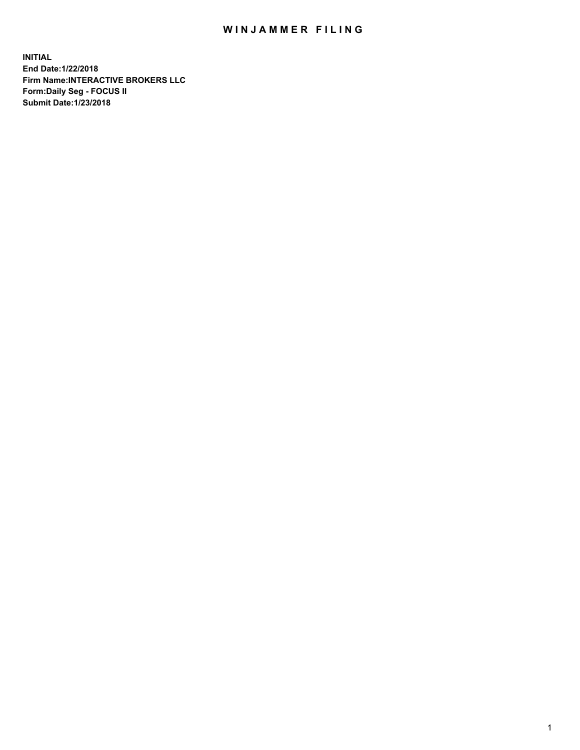# WINJAMMER FILING

**INITIAL**
**End Date:1/22/2018**
**Firm Name:INTERACTIVE BROKERS LLC**
**Form:Daily Seg - FOCUS II**
**Submit Date:1/23/2018**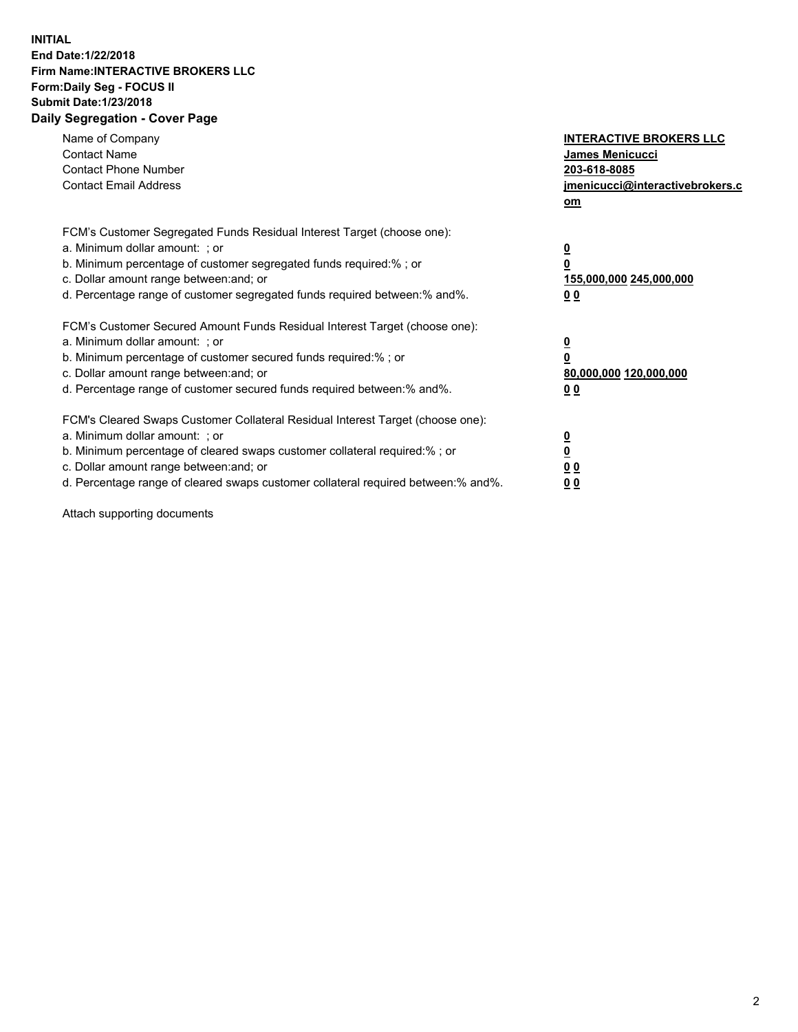**INITIAL**
**End Date:1/22/2018**
**Firm Name:INTERACTIVE BROKERS LLC**
**Form:Daily Seg - FOCUS II**
**Submit Date:1/23/2018**
**Daily Segregation - Cover Page**

| | |
|---|---|
| Name of Company | **INTERACTIVE BROKERS LLC** |
| Contact Name | **James Menicucci** |
| Contact Phone Number | **203-618-8085** |
| Contact Email Address | **jmenicucci@interactivebrokers.com** |

FCM's Customer Segregated Funds Residual Interest Target (choose one):

| | |
|---|---|
| a. Minimum dollar amount: ; or | **0** |
| b. Minimum percentage of customer segregated funds required:% ; or | **0** |
| c. Dollar amount range between:and; or | **155,000,000 245,000,000** |
| d. Percentage range of customer segregated funds required between:% and%. | **0 0** |

FCM's Customer Secured Amount Funds Residual Interest Target (choose one):

| | |
|---|---|
| a. Minimum dollar amount: ; or | **0** |
| b. Minimum percentage of customer secured funds required:% ; or | **0** |
| c. Dollar amount range between:and; or | **80,000,000 120,000,000** |
| d. Percentage range of customer secured funds required between:% and%. | **0 0** |

FCM's Cleared Swaps Customer Collateral Residual Interest Target (choose one):

| | |
|---|---|
| a. Minimum dollar amount: ; or | **0** |
| b. Minimum percentage of cleared swaps customer collateral required:% ; or | **0** |
| c. Dollar amount range between:and; or | **0 0** |
| d. Percentage range of cleared swaps customer collateral required between:% and%. | **0 0** |

Attach supporting documents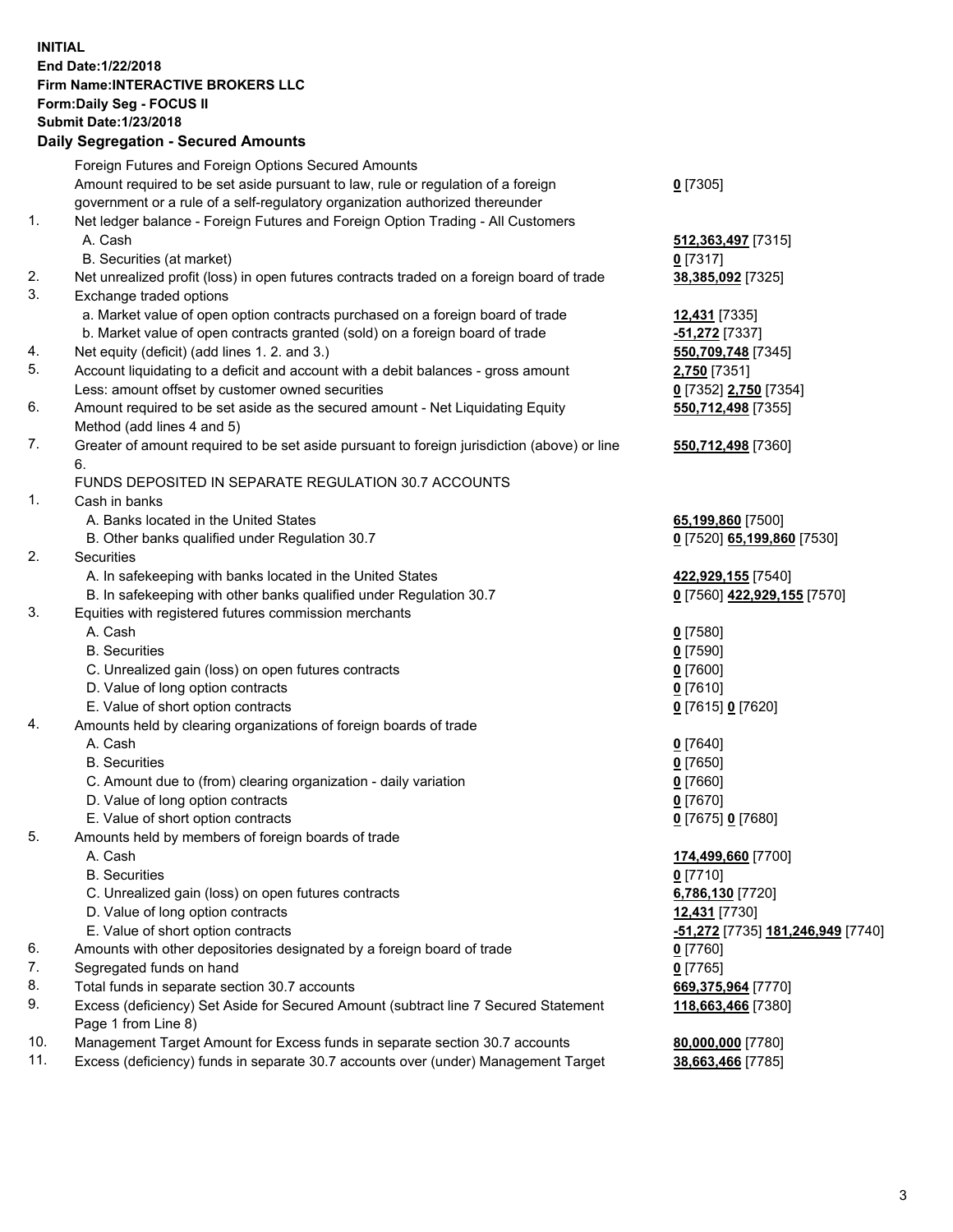**INITIAL**
**End Date:1/22/2018**
**Firm Name:INTERACTIVE BROKERS LLC**
**Form:Daily Seg - FOCUS II**
**Submit Date:1/23/2018**
**Daily Segregation - Secured Amounts**

| | | |
|---|---|---|
| | Foreign Futures and Foreign Options Secured Amounts | |
| | Amount required to be set aside pursuant to law, rule or regulation of a foreign government or a rule of a self-regulatory organization authorized thereunder | **0** [7305] |
| 1. | Net ledger balance - Foreign Futures and Foreign Option Trading - All Customers | |
| | A. Cash | **512,363,497** [7315] |
| | B. Securities (at market) | **0** [7317] |
| 2. | Net unrealized profit (loss) in open futures contracts traded on a foreign board of trade | **38,385,092** [7325] |
| 3. | Exchange traded options | |
| | a. Market value of open option contracts purchased on a foreign board of trade | **12,431** [7335] |
| | b. Market value of open contracts granted (sold) on a foreign board of trade | **-51,272** [7337] |
| 4. | Net equity (deficit) (add lines 1. 2. and 3.) | **550,709,748** [7345] |
| 5. | Account liquidating to a deficit and account with a debit balances - gross amount | **2,750** [7351] |
| | Less: amount offset by customer owned securities | **0** [7352] **2,750** [7354] |
| 6. | Amount required to be set aside as the secured amount - Net Liquidating Equity Method (add lines 4 and 5) | **550,712,498** [7355] |
| 7. | Greater of amount required to be set aside pursuant to foreign jurisdiction (above) or line 6. | **550,712,498** [7360] |
| | FUNDS DEPOSITED IN SEPARATE REGULATION 30.7 ACCOUNTS | |
| 1. | Cash in banks | |
| | A. Banks located in the United States | **65,199,860** [7500] |
| | B. Other banks qualified under Regulation 30.7 | **0** [7520] **65,199,860** [7530] |
| 2. | Securities | |
| | A. In safekeeping with banks located in the United States | **422,929,155** [7540] |
| | B. In safekeeping with other banks qualified under Regulation 30.7 | **0** [7560] **422,929,155** [7570] |
| 3. | Equities with registered futures commission merchants | |
| | A. Cash | **0** [7580] |
| | B. Securities | **0** [7590] |
| | C. Unrealized gain (loss) on open futures contracts | **0** [7600] |
| | D. Value of long option contracts | **0** [7610] |
| | E. Value of short option contracts | **0** [7615] **0** [7620] |
| 4. | Amounts held by clearing organizations of foreign boards of trade | |
| | A. Cash | **0** [7640] |
| | B. Securities | **0** [7650] |
| | C. Amount due to (from) clearing organization - daily variation | **0** [7660] |
| | D. Value of long option contracts | **0** [7670] |
| | E. Value of short option contracts | **0** [7675] **0** [7680] |
| 5. | Amounts held by members of foreign boards of trade | |
| | A. Cash | **174,499,660** [7700] |
| | B. Securities | **0** [7710] |
| | C. Unrealized gain (loss) on open futures contracts | **6,786,130** [7720] |
| | D. Value of long option contracts | **12,431** [7730] |
| | E. Value of short option contracts | **-51,272** [7735] **181,246,949** [7740] |
| 6. | Amounts with other depositories designated by a foreign board of trade | **0** [7760] |
| 7. | Segregated funds on hand | **0** [7765] |
| 8. | Total funds in separate section 30.7 accounts | **669,375,964** [7770] |
| 9. | Excess (deficiency) Set Aside for Secured Amount (subtract line 7 Secured Statement Page 1 from Line 8) | **118,663,466** [7380] |
| 10. | Management Target Amount for Excess funds in separate section 30.7 accounts | **80,000,000** [7780] |
| 11. | Excess (deficiency) funds in separate 30.7 accounts over (under) Management Target | **38,663,466** [7785] |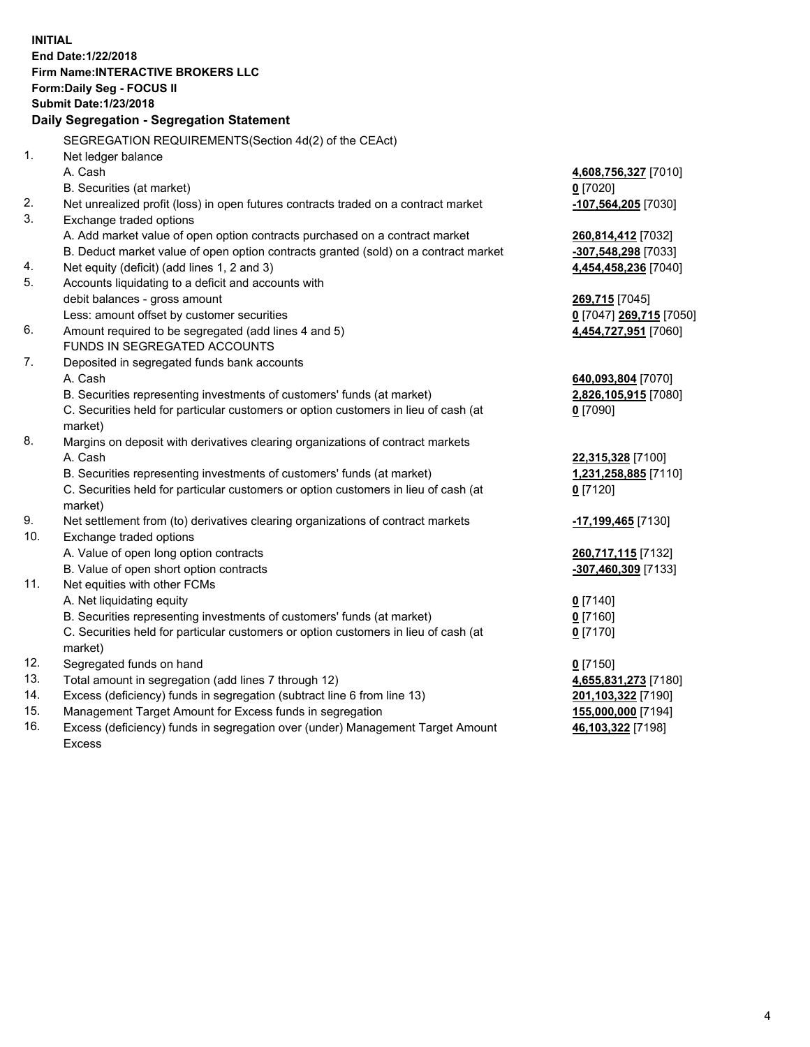**INITIAL**
**End Date:1/22/2018**
**Firm Name:INTERACTIVE BROKERS LLC**
**Form:Daily Seg - FOCUS II**
**Submit Date:1/23/2018**

## Daily Segregation - Segregation Statement

SEGREGATION REQUIREMENTS(Section 4d(2) of the CEAct)

| | | |
|---|---|---|
| 1. | Net ledger balance | |
| | A. Cash | **4,608,756,327** [7010] |
| | B. Securities (at market) | **0** [7020] |
| 2. | Net unrealized profit (loss) in open futures contracts traded on a contract market | **-107,564,205** [7030] |
| 3. | Exchange traded options | |
| | A. Add market value of open option contracts purchased on a contract market | **260,814,412** [7032] |
| | B. Deduct market value of open option contracts granted (sold) on a contract market | **-307,548,298** [7033] |
| 4. | Net equity (deficit) (add lines 1, 2 and 3) | **4,454,458,236** [7040] |
| 5. | Accounts liquidating to a deficit and accounts with debit balances - gross amount | **269,715** [7045] |
| | Less: amount offset by customer securities | **0** [7047] **269,715** [7050] |
| 6. | Amount required to be segregated (add lines 4 and 5) | **4,454,727,951** [7060] |
| | FUNDS IN SEGREGATED ACCOUNTS | |
| 7. | Deposited in segregated funds bank accounts | |
| | A. Cash | **640,093,804** [7070] |
| | B. Securities representing investments of customers' funds (at market) | **2,826,105,915** [7080] |
| | C. Securities held for particular customers or option customers in lieu of cash (at market) | **0** [7090] |
| 8. | Margins on deposit with derivatives clearing organizations of contract markets | |
| | A. Cash | **22,315,328** [7100] |
| | B. Securities representing investments of customers' funds (at market) | **1,231,258,885** [7110] |
| | C. Securities held for particular customers or option customers in lieu of cash (at market) | **0** [7120] |
| 9. | Net settlement from (to) derivatives clearing organizations of contract markets | **-17,199,465** [7130] |
| 10. | Exchange traded options | |
| | A. Value of open long option contracts | **260,717,115** [7132] |
| | B. Value of open short option contracts | **-307,460,309** [7133] |
| 11. | Net equities with other FCMs | |
| | A. Net liquidating equity | **0** [7140] |
| | B. Securities representing investments of customers' funds (at market) | **0** [7160] |
| | C. Securities held for particular customers or option customers in lieu of cash (at market) | **0** [7170] |
| 12. | Segregated funds on hand | **0** [7150] |
| 13. | Total amount in segregation (add lines 7 through 12) | **4,655,831,273** [7180] |
| 14. | Excess (deficiency) funds in segregation (subtract line 6 from line 13) | **201,103,322** [7190] |
| 15. | Management Target Amount for Excess funds in segregation | **155,000,000** [7194] |
| 16. | Excess (deficiency) funds in segregation over (under) Management Target Amount Excess | **46,103,322** [7198] |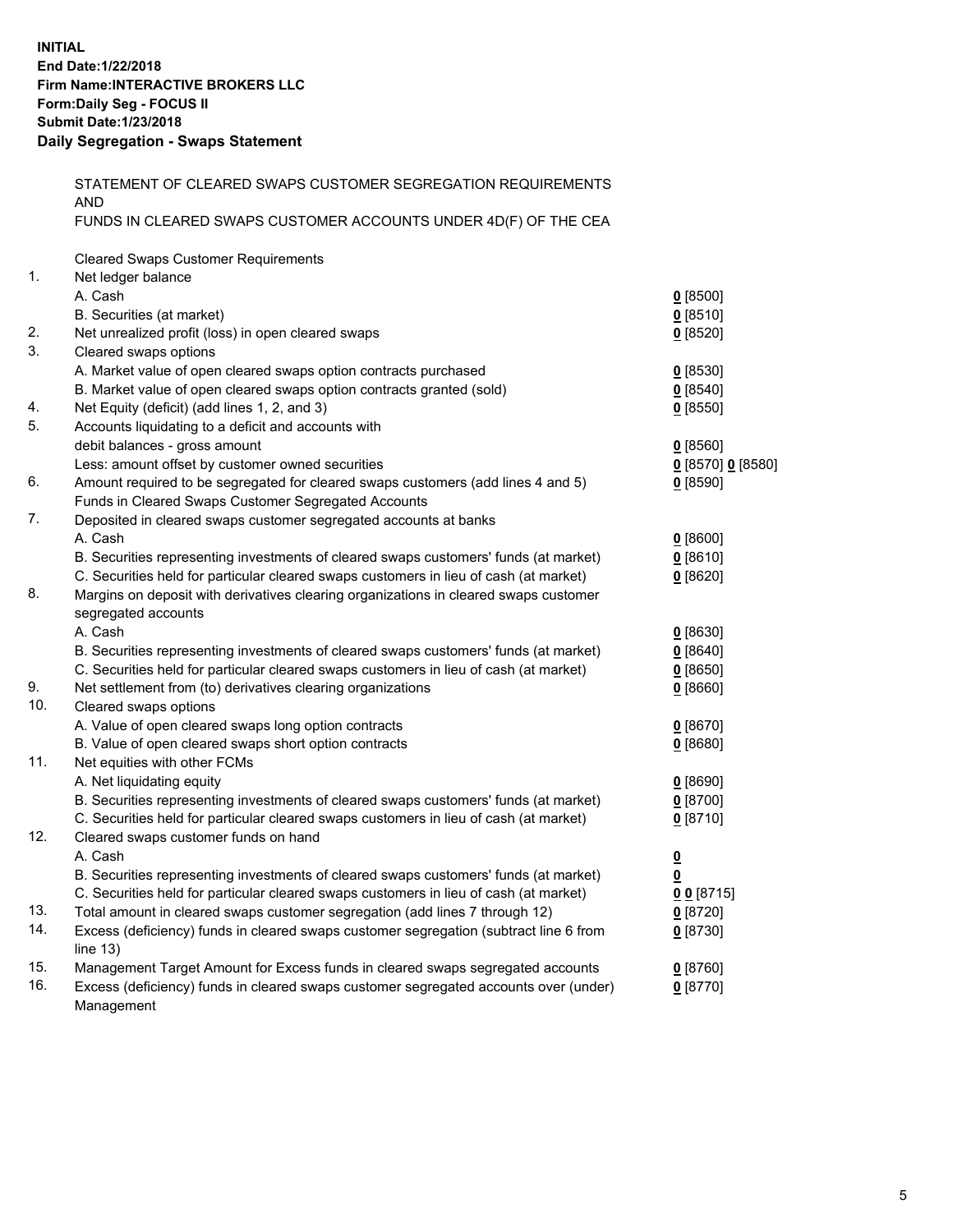**INITIAL**
**End Date:1/22/2018**
**Firm Name:INTERACTIVE BROKERS LLC**
**Form:Daily Seg - FOCUS II**
**Submit Date:1/23/2018**
**Daily Segregation - Swaps Statement**

STATEMENT OF CLEARED SWAPS CUSTOMER SEGREGATION REQUIREMENTS AND FUNDS IN CLEARED SWAPS CUSTOMER ACCOUNTS UNDER 4D(F) OF THE CEA

| | | |
|---|---|---|
| | Cleared Swaps Customer Requirements | |
| 1. | Net ledger balance | |
| | A. Cash | 0 [8500] |
| | B. Securities (at market) | 0 [8510] |
| 2. | Net unrealized profit (loss) in open cleared swaps | 0 [8520] |
| 3. | Cleared swaps options | |
| | A. Market value of open cleared swaps option contracts purchased | 0 [8530] |
| | B. Market value of open cleared swaps option contracts granted (sold) | 0 [8540] |
| 4. | Net Equity (deficit) (add lines 1, 2, and 3) | 0 [8550] |
| 5. | Accounts liquidating to a deficit and accounts with debit balances - gross amount | 0 [8560] |
| | Less: amount offset by customer owned securities | 0 [8570] 0 [8580] |
| 6. | Amount required to be segregated for cleared swaps customers (add lines 4 and 5) | 0 [8590] |
| | Funds in Cleared Swaps Customer Segregated Accounts | |
| 7. | Deposited in cleared swaps customer segregated accounts at banks | |
| | A. Cash | 0 [8600] |
| | B. Securities representing investments of cleared swaps customers' funds (at market) | 0 [8610] |
| | C. Securities held for particular cleared swaps customers in lieu of cash (at market) | 0 [8620] |
| 8. | Margins on deposit with derivatives clearing organizations in cleared swaps customer segregated accounts | |
| | A. Cash | 0 [8630] |
| | B. Securities representing investments of cleared swaps customers' funds (at market) | 0 [8640] |
| | C. Securities held for particular cleared swaps customers in lieu of cash (at market) | 0 [8650] |
| 9. | Net settlement from (to) derivatives clearing organizations | 0 [8660] |
| 10. | Cleared swaps options | |
| | A. Value of open cleared swaps long option contracts | 0 [8670] |
| | B. Value of open cleared swaps short option contracts | 0 [8680] |
| 11. | Net equities with other FCMs | |
| | A. Net liquidating equity | 0 [8690] |
| | B. Securities representing investments of cleared swaps customers' funds (at market) | 0 [8700] |
| | C. Securities held for particular cleared swaps customers in lieu of cash (at market) | 0 [8710] |
| 12. | Cleared swaps customer funds on hand | |
| | A. Cash | 0 |
| | B. Securities representing investments of cleared swaps customers' funds (at market) | 0 |
| | C. Securities held for particular cleared swaps customers in lieu of cash (at market) | 0 0 [8715] |
| 13. | Total amount in cleared swaps customer segregation (add lines 7 through 12) | 0 [8720] |
| 14. | Excess (deficiency) funds in cleared swaps customer segregation (subtract line 6 from line 13) | 0 [8730] |
| 15. | Management Target Amount for Excess funds in cleared swaps segregated accounts | 0 [8760] |
| 16. | Excess (deficiency) funds in cleared swaps customer segregated accounts over (under) Management | 0 [8770] |